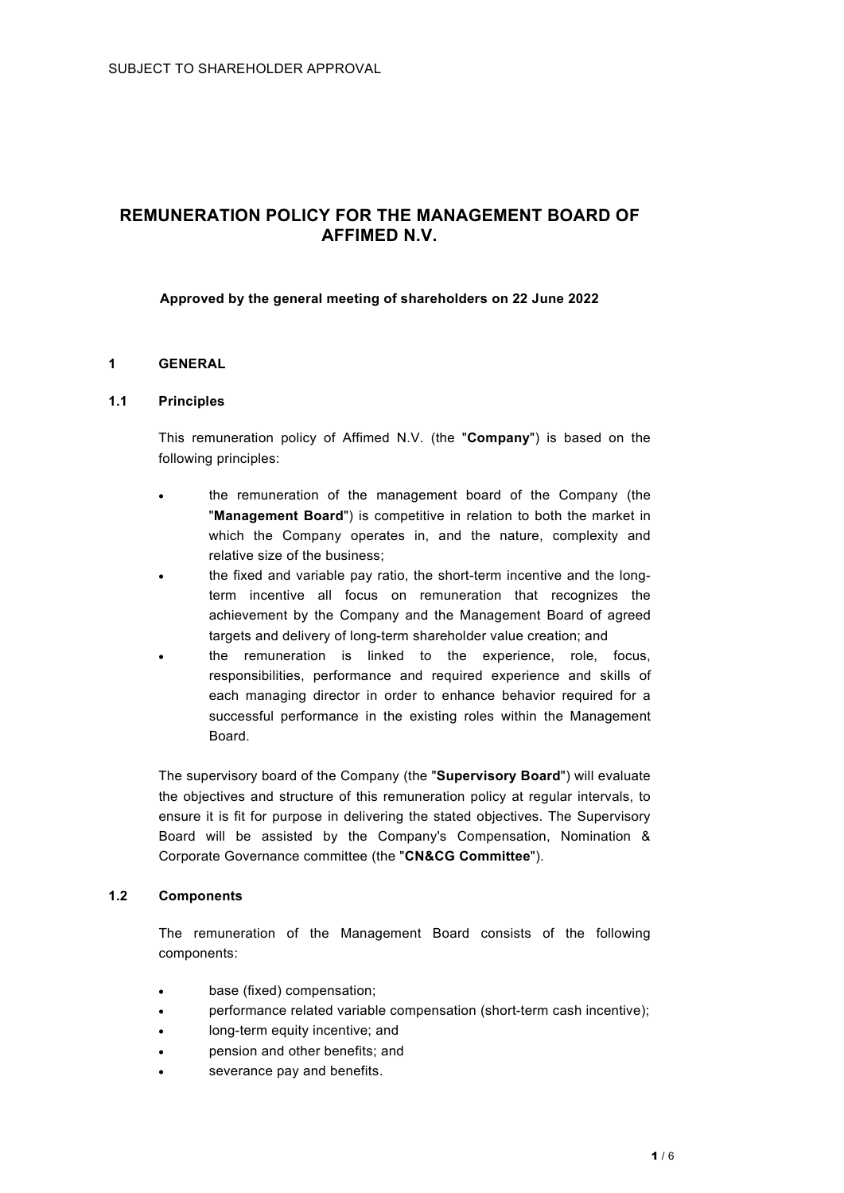SUBJECT TO SHAREHOLDER APPROVAL

# REMUNERATION POLICY FOR THE MANAGEMENT BOARD OF AFFIMED N.V.

**Approved by the general meeting of shareholders on 22 June 2022**

## 1 GENERAL

### 1.1 Principles

This remuneration policy of Affimed N.V. (the "**Company**") is based on the following principles:

- the remuneration of the management board of the Company (the "**Management Board**") is competitive in relation to both the market in which the Company operates in, and the nature, complexity and relative size of the business;
- the fixed and variable pay ratio, the short-term incentive and the long-term incentive all focus on remuneration that recognizes the achievement by the Company and the Management Board of agreed targets and delivery of long-term shareholder value creation; and
- the remuneration is linked to the experience, role, focus, responsibilities, performance and required experience and skills of each managing director in order to enhance behavior required for a successful performance in the existing roles within the Management Board.

The supervisory board of the Company (the "**Supervisory Board**") will evaluate the objectives and structure of this remuneration policy at regular intervals, to ensure it is fit for purpose in delivering the stated objectives. The Supervisory Board will be assisted by the Company's Compensation, Nomination & Corporate Governance committee (the "**CN&CG Committee**").

### 1.2 Components

The remuneration of the Management Board consists of the following components:

- base (fixed) compensation;
- performance related variable compensation (short-term cash incentive);
- long-term equity incentive; and
- pension and other benefits; and
- severance pay and benefits.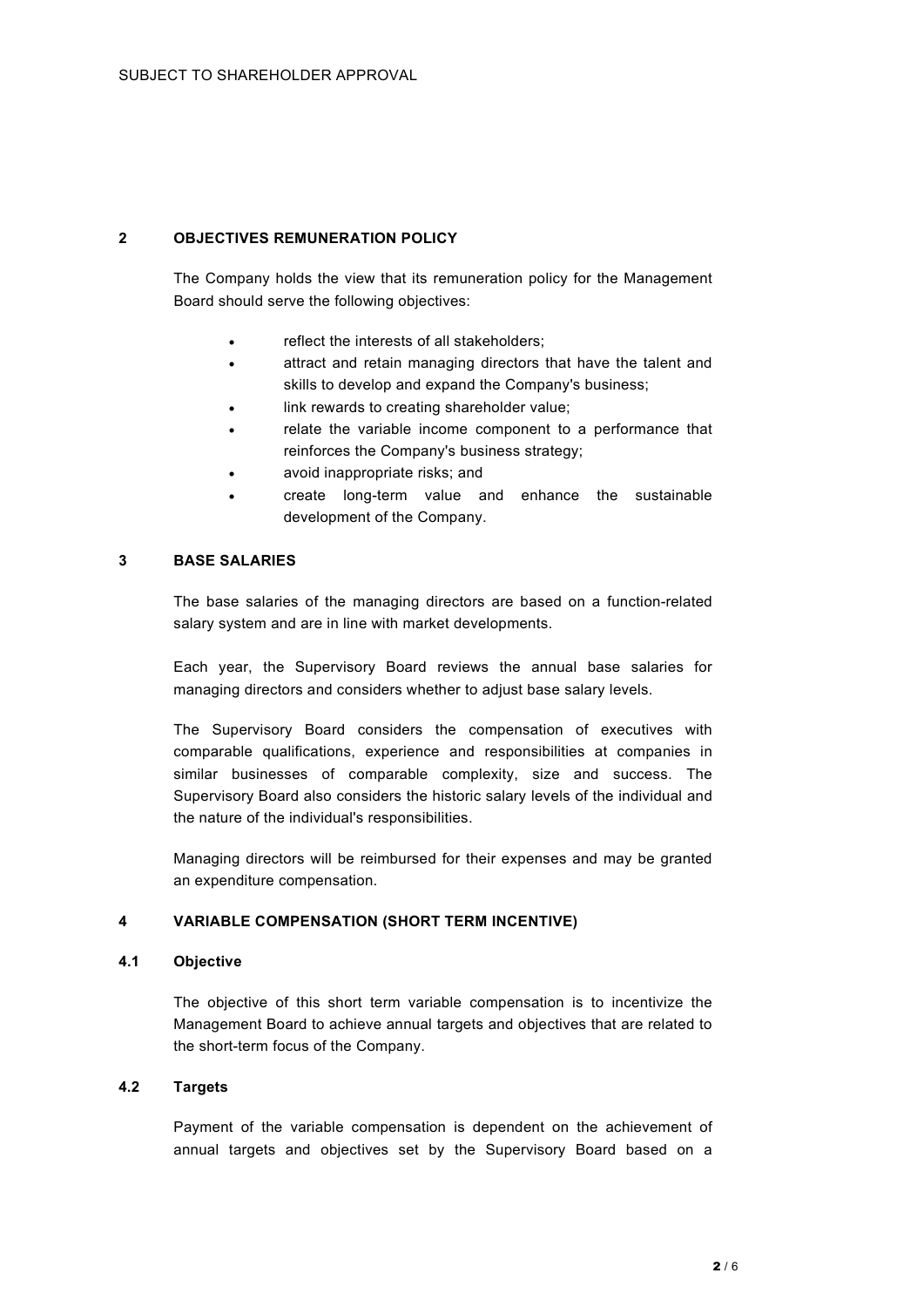## 2 OBJECTIVES REMUNERATION POLICY

The Company holds the view that its remuneration policy for the Management Board should serve the following objectives:

- reflect the interests of all stakeholders;
- attract and retain managing directors that have the talent and skills to develop and expand the Company's business;
- link rewards to creating shareholder value;
- relate the variable income component to a performance that reinforces the Company's business strategy;
- avoid inappropriate risks; and
- create long-term value and enhance the sustainable development of the Company.

## 3 BASE SALARIES

The base salaries of the managing directors are based on a function-related salary system and are in line with market developments.

Each year, the Supervisory Board reviews the annual base salaries for managing directors and considers whether to adjust base salary levels.

The Supervisory Board considers the compensation of executives with comparable qualifications, experience and responsibilities at companies in similar businesses of comparable complexity, size and success. The Supervisory Board also considers the historic salary levels of the individual and the nature of the individual's responsibilities.

Managing directors will be reimbursed for their expenses and may be granted an expenditure compensation.

## 4 VARIABLE COMPENSATION (SHORT TERM INCENTIVE)

### 4.1 Objective

The objective of this short term variable compensation is to incentivize the Management Board to achieve annual targets and objectives that are related to the short-term focus of the Company.

### 4.2 Targets

Payment of the variable compensation is dependent on the achievement of annual targets and objectives set by the Supervisory Board based on a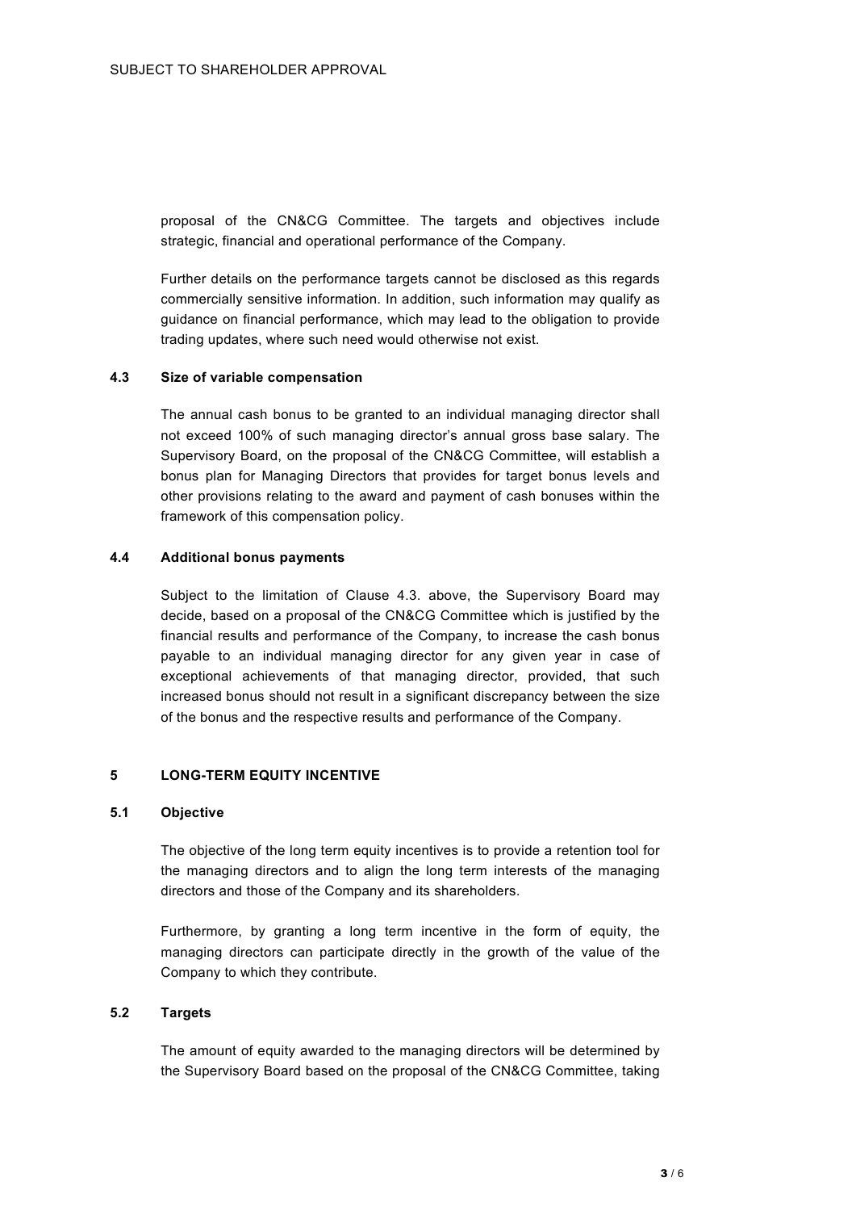proposal of the CN&CG Committee. The targets and objectives include strategic, financial and operational performance of the Company.

Further details on the performance targets cannot be disclosed as this regards commercially sensitive information. In addition, such information may qualify as guidance on financial performance, which may lead to the obligation to provide trading updates, where such need would otherwise not exist.

### 4.3 Size of variable compensation

The annual cash bonus to be granted to an individual managing director shall not exceed 100% of such managing director's annual gross base salary. The Supervisory Board, on the proposal of the CN&CG Committee, will establish a bonus plan for Managing Directors that provides for target bonus levels and other provisions relating to the award and payment of cash bonuses within the framework of this compensation policy.

### 4.4 Additional bonus payments

Subject to the limitation of Clause 4.3. above, the Supervisory Board may decide, based on a proposal of the CN&CG Committee which is justified by the financial results and performance of the Company, to increase the cash bonus payable to an individual managing director for any given year in case of exceptional achievements of that managing director, provided, that such increased bonus should not result in a significant discrepancy between the size of the bonus and the respective results and performance of the Company.

## 5 LONG-TERM EQUITY INCENTIVE

### 5.1 Objective

The objective of the long term equity incentives is to provide a retention tool for the managing directors and to align the long term interests of the managing directors and those of the Company and its shareholders.

Furthermore, by granting a long term incentive in the form of equity, the managing directors can participate directly in the growth of the value of the Company to which they contribute.

### 5.2 Targets

The amount of equity awarded to the managing directors will be determined by the Supervisory Board based on the proposal of the CN&CG Committee, taking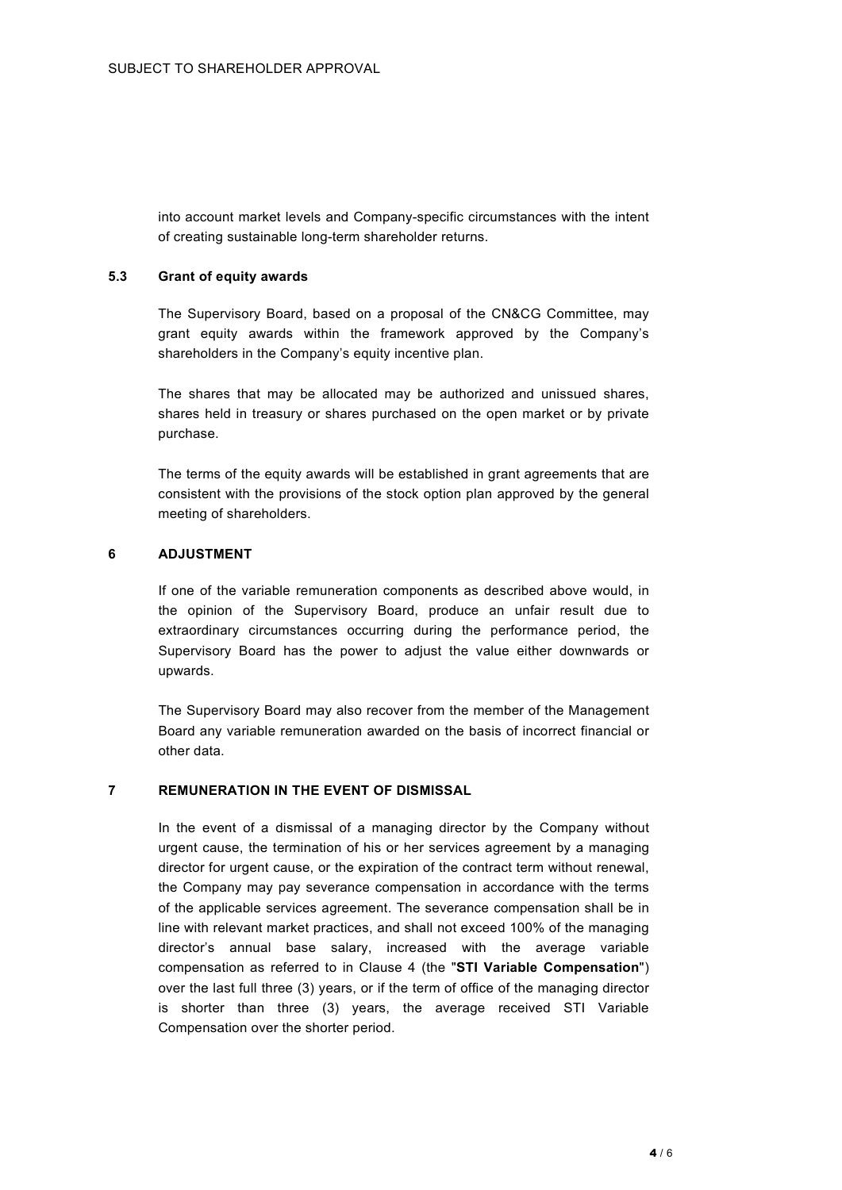into account market levels and Company-specific circumstances with the intent of creating sustainable long-term shareholder returns.

### 5.3 Grant of equity awards

The Supervisory Board, based on a proposal of the CN&CG Committee, may grant equity awards within the framework approved by the Company's shareholders in the Company's equity incentive plan.

The shares that may be allocated may be authorized and unissued shares, shares held in treasury or shares purchased on the open market or by private purchase.

The terms of the equity awards will be established in grant agreements that are consistent with the provisions of the stock option plan approved by the general meeting of shareholders.

## 6 ADJUSTMENT

If one of the variable remuneration components as described above would, in the opinion of the Supervisory Board, produce an unfair result due to extraordinary circumstances occurring during the performance period, the Supervisory Board has the power to adjust the value either downwards or upwards.

The Supervisory Board may also recover from the member of the Management Board any variable remuneration awarded on the basis of incorrect financial or other data.

## 7 REMUNERATION IN THE EVENT OF DISMISSAL

In the event of a dismissal of a managing director by the Company without urgent cause, the termination of his or her services agreement by a managing director for urgent cause, or the expiration of the contract term without renewal, the Company may pay severance compensation in accordance with the terms of the applicable services agreement. The severance compensation shall be in line with relevant market practices, and shall not exceed 100% of the managing director's annual base salary, increased with the average variable compensation as referred to in Clause 4 (the "**STI Variable Compensation**") over the last full three (3) years, or if the term of office of the managing director is shorter than three (3) years, the average received STI Variable Compensation over the shorter period.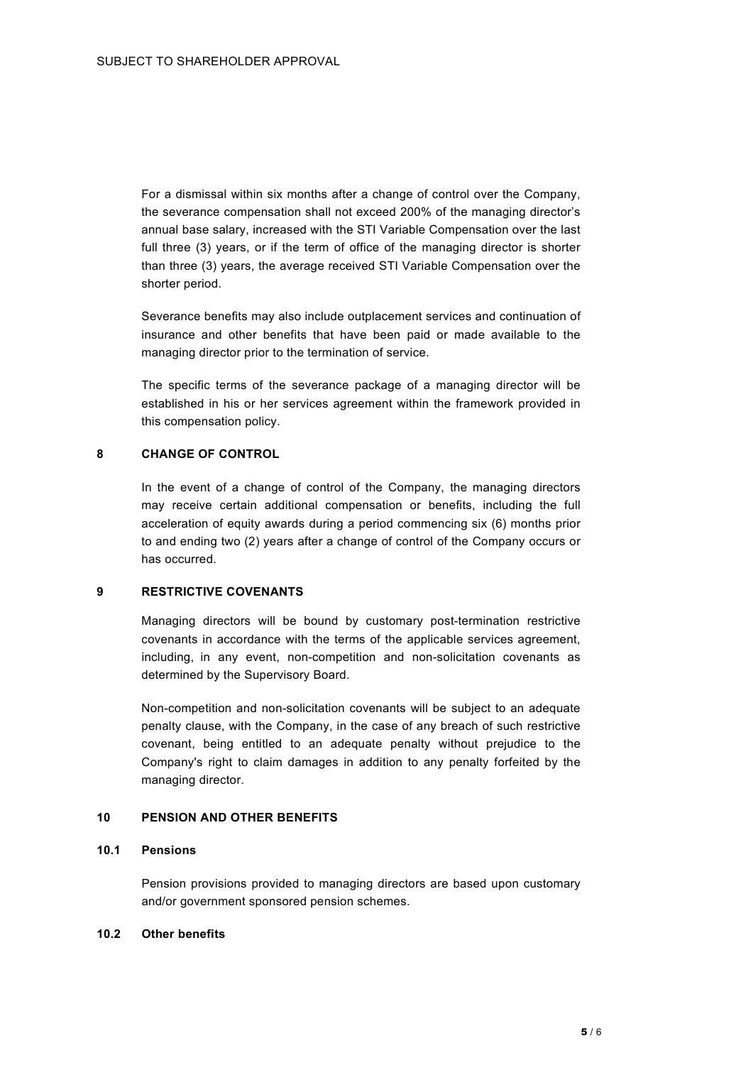For a dismissal within six months after a change of control over the Company, the severance compensation shall not exceed 200% of the managing director's annual base salary, increased with the STI Variable Compensation over the last full three (3) years, or if the term of office of the managing director is shorter than three (3) years, the average received STI Variable Compensation over the shorter period.

Severance benefits may also include outplacement services and continuation of insurance and other benefits that have been paid or made available to the managing director prior to the termination of service.

The specific terms of the severance package of a managing director will be established in his or her services agreement within the framework provided in this compensation policy.

## 8 CHANGE OF CONTROL

In the event of a change of control of the Company, the managing directors may receive certain additional compensation or benefits, including the full acceleration of equity awards during a period commencing six (6) months prior to and ending two (2) years after a change of control of the Company occurs or has occurred.

## 9 RESTRICTIVE COVENANTS

Managing directors will be bound by customary post-termination restrictive covenants in accordance with the terms of the applicable services agreement, including, in any event, non-competition and non-solicitation covenants as determined by the Supervisory Board.

Non-competition and non-solicitation covenants will be subject to an adequate penalty clause, with the Company, in the case of any breach of such restrictive covenant, being entitled to an adequate penalty without prejudice to the Company's right to claim damages in addition to any penalty forfeited by the managing director.

## 10 PENSION AND OTHER BENEFITS

### 10.1 Pensions

Pension provisions provided to managing directors are based upon customary and/or government sponsored pension schemes.

### 10.2 Other benefits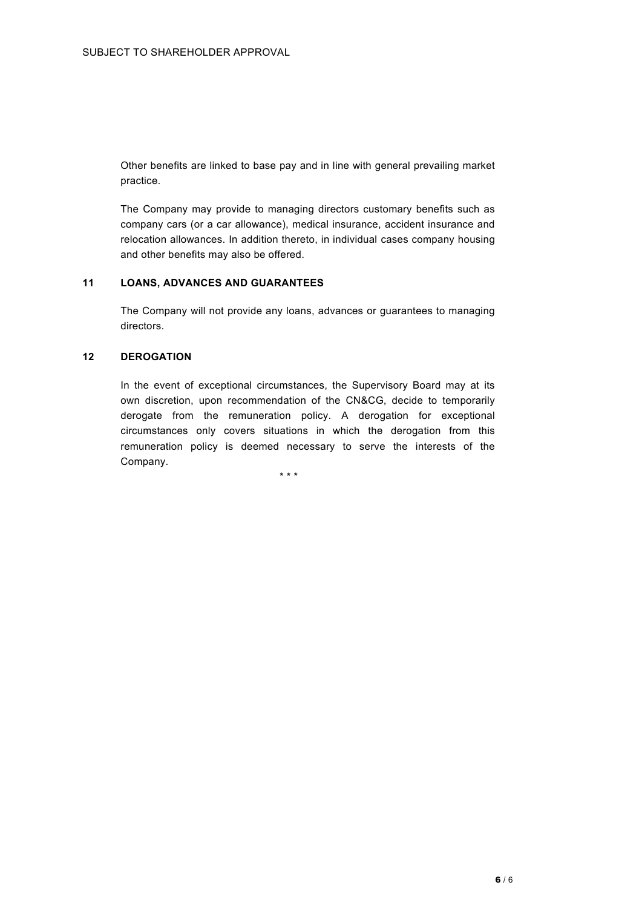Other benefits are linked to base pay and in line with general prevailing market practice.

The Company may provide to managing directors customary benefits such as company cars (or a car allowance), medical insurance, accident insurance and relocation allowances. In addition thereto, in individual cases company housing and other benefits may also be offered.

## 11 LOANS, ADVANCES AND GUARANTEES

The Company will not provide any loans, advances or guarantees to managing directors.

## 12 DEROGATION

In the event of exceptional circumstances, the Supervisory Board may at its own discretion, upon recommendation of the CN&CG, decide to temporarily derogate from the remuneration policy. A derogation for exceptional circumstances only covers situations in which the derogation from this remuneration policy is deemed necessary to serve the interests of the Company.

\* \* \*